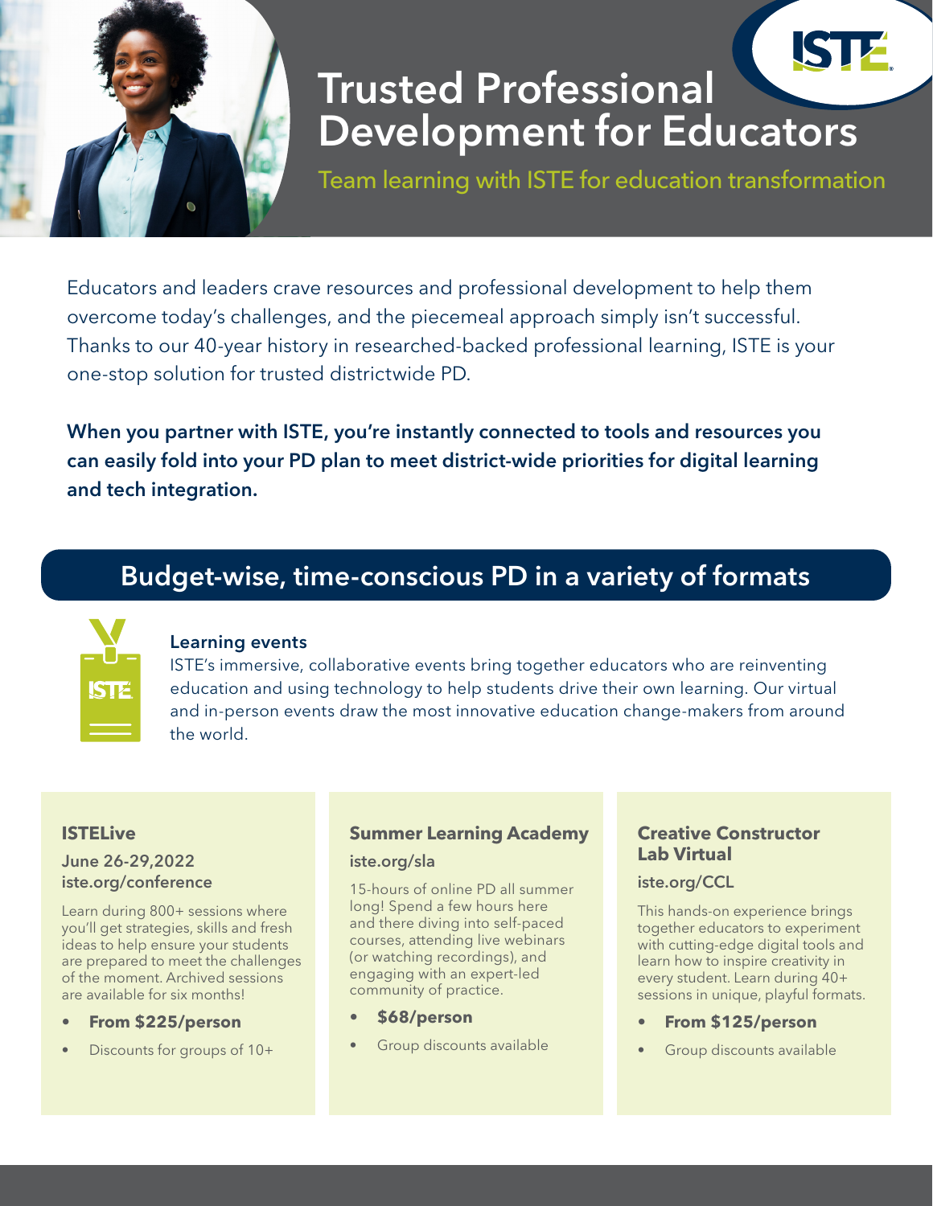# Trusted Professional Development for Educators

Team learning with ISTE for education transformation

Educators and leaders crave resources and professional development to help them overcome today's challenges, and the piecemeal approach simply isn't successful. Thanks to our 40-year history in researched-backed professional learning, ISTE is your one-stop solution for trusted districtwide PD.

**When you partner with ISTE, you're instantly connected to tools and resources you can easily fold into your PD plan to meet district-wide priorities for digital learning and tech integration.**

## Budget-wise, time-conscious PD in a variety of formats

### Learning events

ISTE's immersive, collaborative events bring together educators who are reinventing education and using technology to help students drive their own learning. Our virtual and in-person events draw the most innovative education change-makers from around the world.

#### ISTELive

June 26-29,2022
iste.org/conference

Learn during 800+ sessions where you'll get strategies, skills and fresh ideas to help ensure your students are prepared to meet the challenges of the moment. Archived sessions are available for six months!

- **From $225/person**
- Discounts for groups of 10+

#### Summer Learning Academy

iste.org/sla

15-hours of online PD all summer long! Spend a few hours here and there diving into self-paced courses, attending live webinars (or watching recordings), and engaging with an expert-led community of practice.

- **$68/person**
- Group discounts available

#### Creative Constructor Lab Virtual

iste.org/CCL

This hands-on experience brings together educators to experiment with cutting-edge digital tools and learn how to inspire creativity in every student. Learn during 40+ sessions in unique, playful formats.

- **From $125/person**
- Group discounts available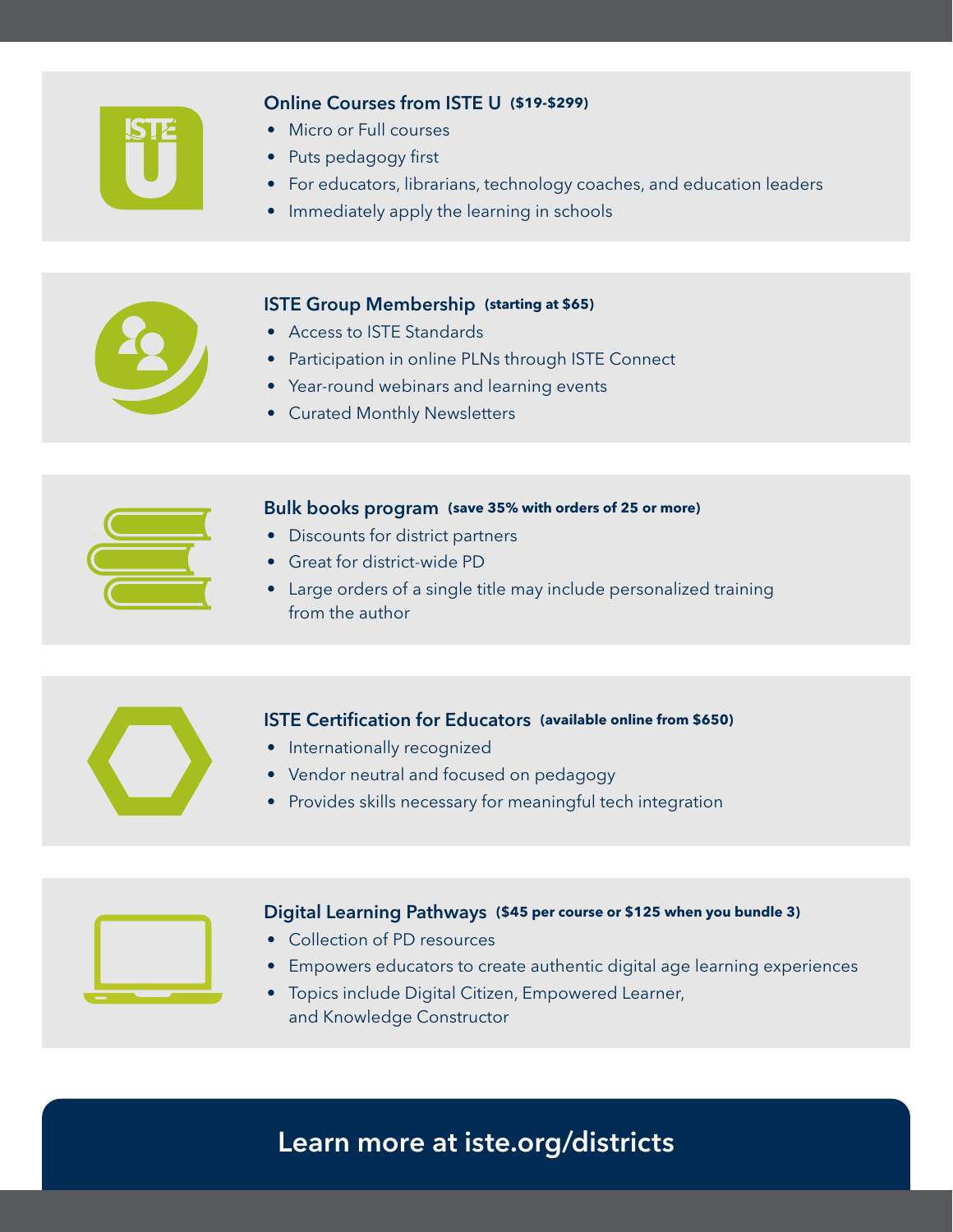### Online Courses from ISTE U **($19-$299)**

- Micro or Full courses
- Puts pedagogy first
- For educators, librarians, technology coaches, and education leaders
- Immediately apply the learning in schools

### ISTE Group Membership **(starting at $65)**

- Access to ISTE Standards
- Participation in online PLNs through ISTE Connect
- Year-round webinars and learning events
- Curated Monthly Newsletters

### Bulk books program **(save 35% with orders of 25 or more)**

- Discounts for district partners
- Great for district-wide PD
- Large orders of a single title may include personalized training from the author

### ISTE Certification for Educators **(available online from $650)**

- Internationally recognized
- Vendor neutral and focused on pedagogy
- Provides skills necessary for meaningful tech integration

### Digital Learning Pathways **($45 per course or $125 when you bundle 3)**

- Collection of PD resources
- Empowers educators to create authentic digital age learning experiences
- Topics include Digital Citizen, Empowered Learner, and Knowledge Constructor

## Learn more at iste.org/districts